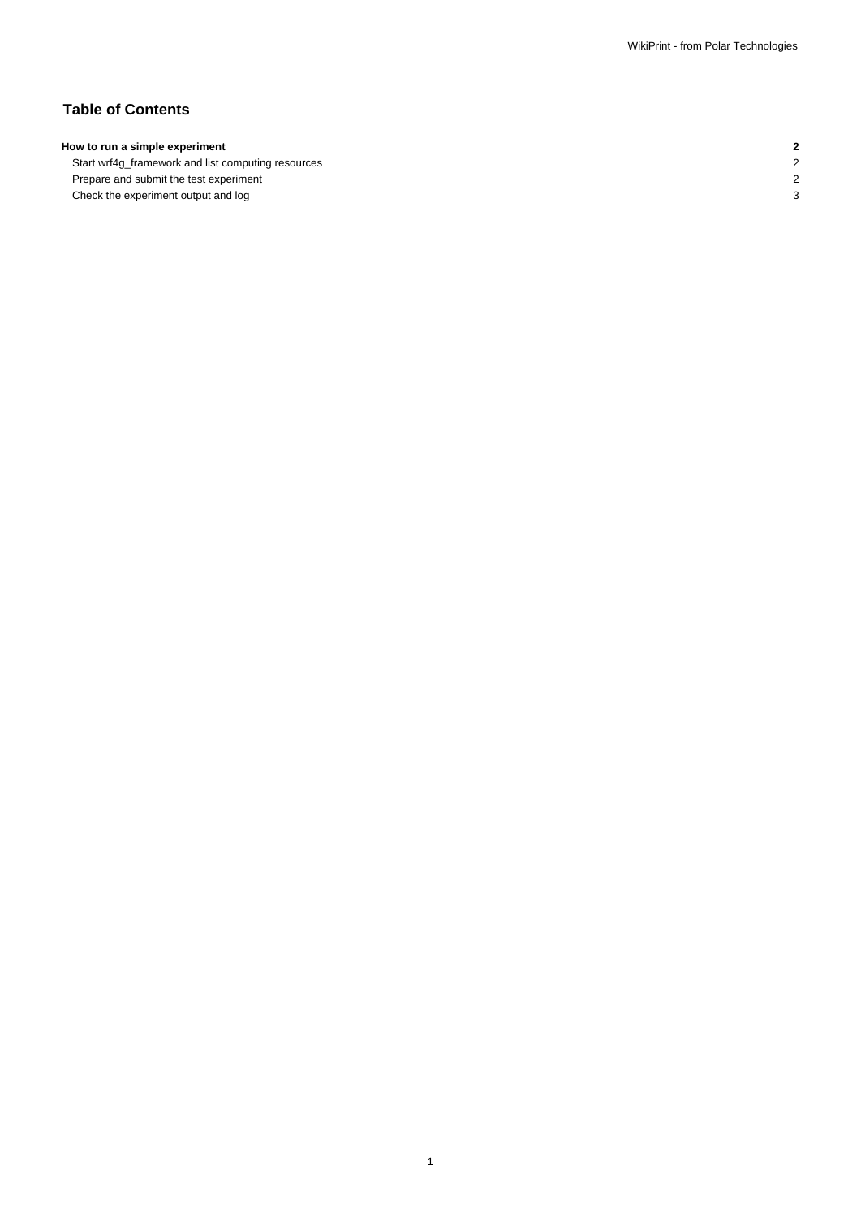## Table of Contents

| | |
|---|---|
| **How to run a simple experiment** | **2** |
| Start wrf4g_framework and list computing resources | 2 |
| Prepare and submit the test experiment | 2 |
| Check the experiment output and log | 3 |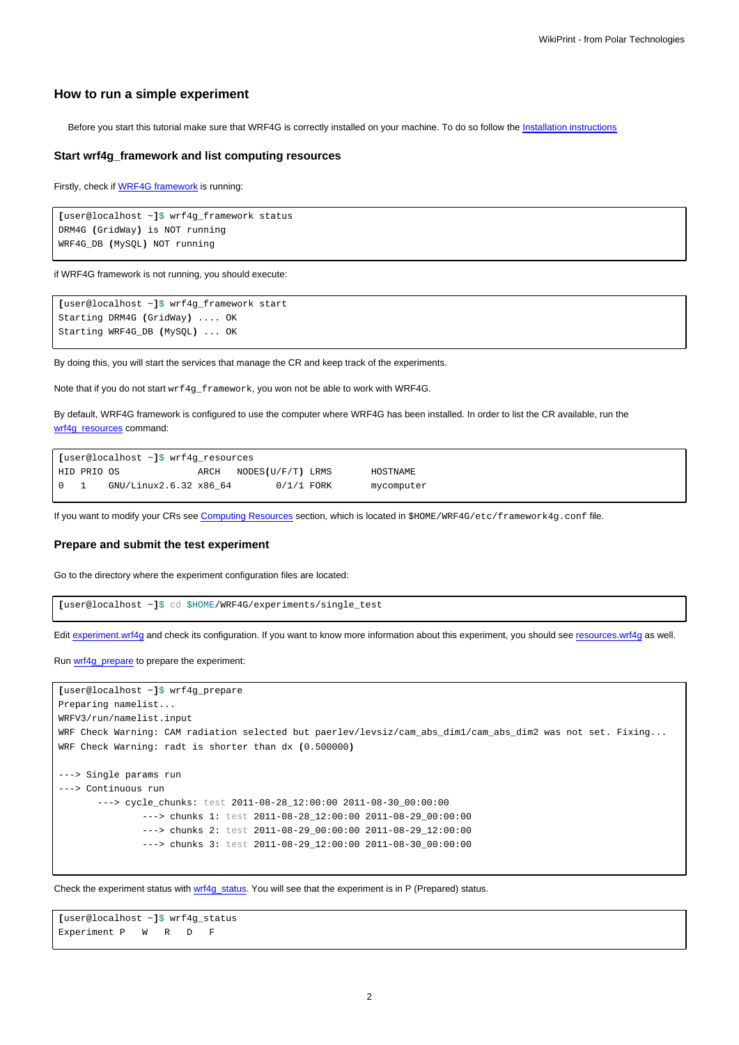## How to run a simple experiment

Before you start this tutorial make sure that WRF4G is correctly installed on your machine. To do so follow the Installation instructions

### Start wrf4g_framework and list computing resources

Firstly, check if WRF4G framework is running:

```
[user@localhost ~]$ wrf4g_framework status
DRM4G (GridWay) is NOT running
WRF4G_DB (MySQL) NOT running
```

if WRF4G framework is not running, you should execute:

```
[user@localhost ~]$ wrf4g_framework start
Starting DRM4G (GridWay) .... OK
Starting WRF4G_DB (MySQL) ... OK
```

By doing this, you will start the services that manage the CR and keep track of the experiments.

Note that if you do not start `wrf4g_framework`, you won not be able to work with WRF4G.

By default, WRF4G framework is configured to use the computer where WRF4G has been installed. In order to list the CR available, run the wrf4g_resources command:

```
[user@localhost ~]$ wrf4g_resources
HID PRIO OS              ARCH   NODES(U/F/T) LRMS       HOSTNAME
0   1    GNU/Linux2.6.32 x86_64        0/1/1 FORK       mycomputer
```

If you want to modify your CRs see Computing Resources section, which is located in `$HOME/WRF4G/etc/framework4g.conf` file.

### Prepare and submit the test experiment

Go to the directory where the experiment configuration files are located:

```
[user@localhost ~]$ cd $HOME/WRF4G/experiments/single_test
```

Edit experiment.wrf4g and check its configuration. If you want to know more information about this experiment, you should see resources.wrf4g as well.

Run wrf4g_prepare to prepare the experiment:

```
[user@localhost ~]$ wrf4g_prepare
Preparing namelist...
WRFV3/run/namelist.input
WRF Check Warning: CAM radiation selected but paerlev/levsiz/cam_abs_dim1/cam_abs_dim2 was not set. Fixing...
WRF Check Warning: radt is shorter than dx (0.500000)

---> Single params run
---> Continuous run
       ---> cycle_chunks: test 2011-08-28_12:00:00 2011-08-30_00:00:00
               ---> chunks 1: test 2011-08-28_12:00:00 2011-08-29_00:00:00
               ---> chunks 2: test 2011-08-29_00:00:00 2011-08-29_12:00:00
               ---> chunks 3: test 2011-08-29_12:00:00 2011-08-30_00:00:00
```

Check the experiment status with wrf4g_status. You will see that the experiment is in P (Prepared) status.

```
[user@localhost ~]$ wrf4g_status
Experiment P   W   R   D   F
```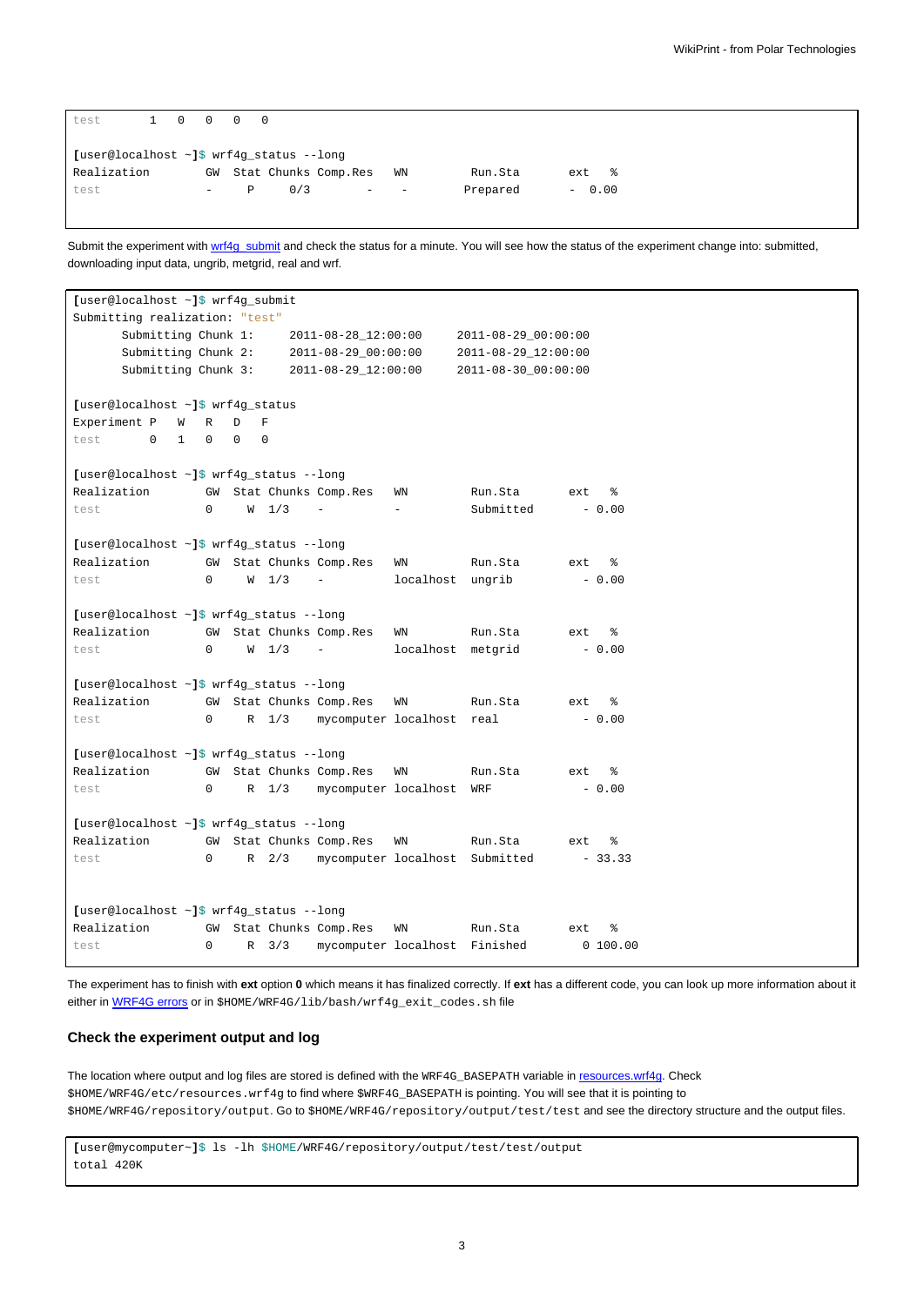```
test       1  0  0  0  0

[user@localhost ~]$ wrf4g_status --long
Realization        GW  Stat Chunks Comp.Res   WN        Run.Sta       ext  %
test               -     P     0/3        -    -       Prepared       -  0.00
```

Submit the experiment with wrf4g_submit and check the status for a minute. You will see how the status of the experiment change into: submitted, downloading input data, ungrib, metgrid, real and wrf.

```
[user@localhost ~]$ wrf4g_submit
Submitting realization: "test"
       Submitting Chunk 1:     2011-08-28_12:00:00     2011-08-29_00:00:00
       Submitting Chunk 2:     2011-08-29_00:00:00     2011-08-29_12:00:00
       Submitting Chunk 3:     2011-08-29_12:00:00     2011-08-30_00:00:00

[user@localhost ~]$ wrf4g_status
Experiment P   W   R   D   F
test       0   1   0   0   0

[user@localhost ~]$ wrf4g_status --long
Realization        GW  Stat Chunks Comp.Res   WN         Run.Sta       ext  %
test               0     W  1/3    -          -          Submitted       - 0.00

[user@localhost ~]$ wrf4g_status --long
Realization        GW  Stat Chunks Comp.Res   WN         Run.Sta       ext  %
test               0     W  1/3    -          localhost  ungrib          - 0.00

[user@localhost ~]$ wrf4g_status --long
Realization        GW  Stat Chunks Comp.Res   WN         Run.Sta       ext  %
test               0     W  1/3    -          localhost  metgrid         - 0.00

[user@localhost ~]$ wrf4g_status --long
Realization        GW  Stat Chunks Comp.Res   WN         Run.Sta       ext  %
test               0     R  1/3    mycomputer localhost  real            - 0.00

[user@localhost ~]$ wrf4g_status --long
Realization        GW  Stat Chunks Comp.Res   WN         Run.Sta       ext  %
test               0     R  1/3    mycomputer localhost  WRF             - 0.00

[user@localhost ~]$ wrf4g_status --long
Realization        GW  Stat Chunks Comp.Res   WN         Run.Sta       ext  %
test               0     R  2/3    mycomputer localhost  Submitted       - 33.33


[user@localhost ~]$ wrf4g_status --long
Realization        GW  Stat Chunks Comp.Res   WN         Run.Sta       ext  %
test               0     R  3/3    mycomputer localhost  Finished        0 100.00
```

The experiment has to finish with **ext** option **0** which means it has finalized correctly. If **ext** has a different code, you can look up more information about it either in WRF4G errors or in `$HOME/WRF4G/lib/bash/wrf4g_exit_codes.sh` file

### Check the experiment output and log

The location where output and log files are stored is defined with the `WRF4G_BASEPATH` variable in resources.wrf4g. Check `$HOME/WRF4G/etc/resources.wrf4g` to find where `$WRF4G_BASEPATH` is pointing. You will see that it is pointing to `$HOME/WRF4G/repository/output`. Go to `$HOME/WRF4G/repository/output/test/test` and see the directory structure and the output files.

```
[user@mycomputer~]$ ls -lh $HOME/WRF4G/repository/output/test/test/output
total 420K
```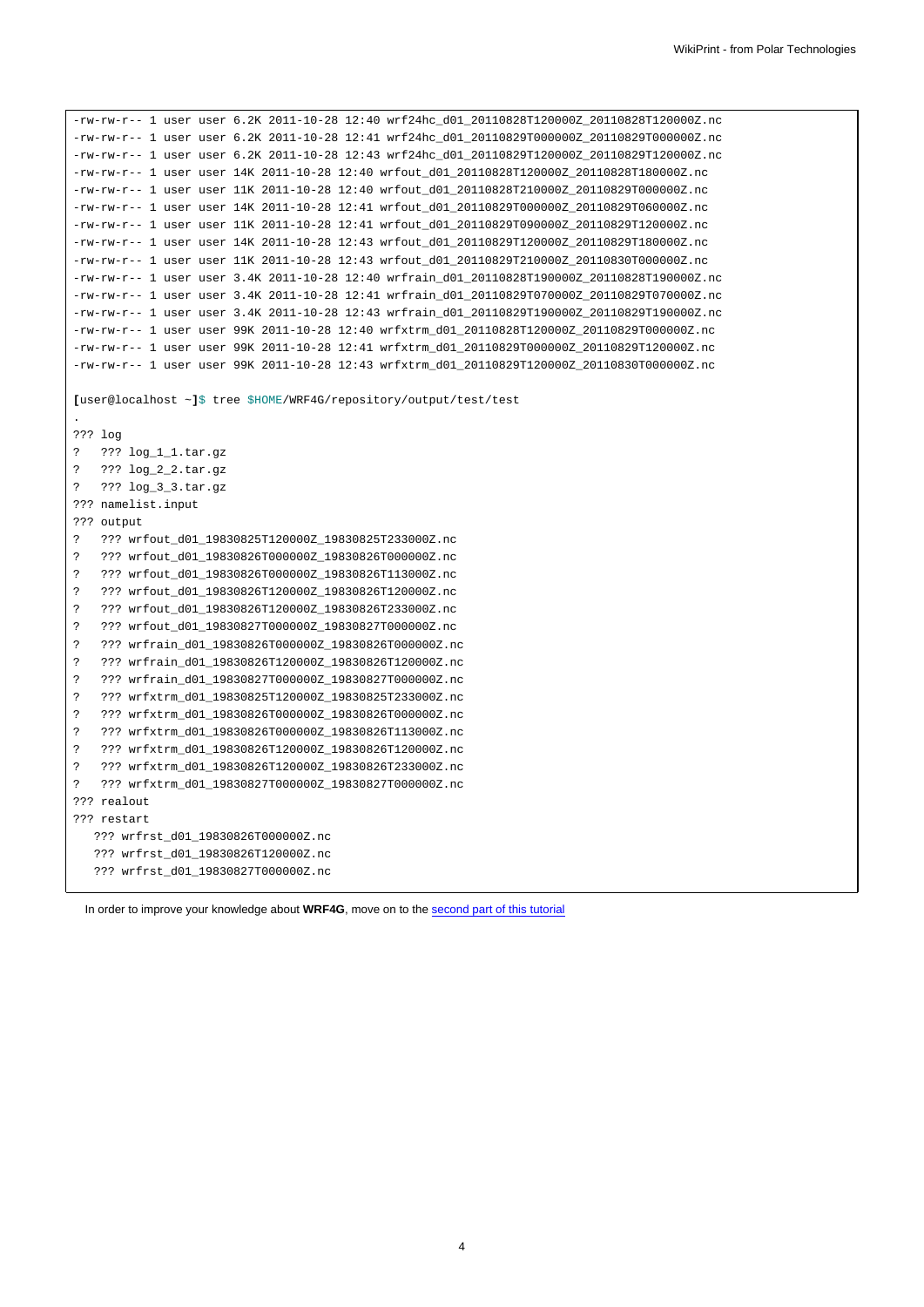```
-rw-rw-r-- 1 user user 6.2K 2011-10-28 12:40 wrf24hc_d01_20110828T120000Z_20110828T120000Z.nc
-rw-rw-r-- 1 user user 6.2K 2011-10-28 12:41 wrf24hc_d01_20110829T000000Z_20110829T000000Z.nc
-rw-rw-r-- 1 user user 6.2K 2011-10-28 12:43 wrf24hc_d01_20110829T120000Z_20110829T120000Z.nc
-rw-rw-r-- 1 user user 14K 2011-10-28 12:40 wrfout_d01_20110828T120000Z_20110828T180000Z.nc
-rw-rw-r-- 1 user user 11K 2011-10-28 12:40 wrfout_d01_20110828T210000Z_20110829T000000Z.nc
-rw-rw-r-- 1 user user 14K 2011-10-28 12:41 wrfout_d01_20110829T000000Z_20110829T060000Z.nc
-rw-rw-r-- 1 user user 11K 2011-10-28 12:41 wrfout_d01_20110829T090000Z_20110829T120000Z.nc
-rw-rw-r-- 1 user user 14K 2011-10-28 12:43 wrfout_d01_20110829T120000Z_20110829T180000Z.nc
-rw-rw-r-- 1 user user 11K 2011-10-28 12:43 wrfout_d01_20110829T210000Z_20110830T000000Z.nc
-rw-rw-r-- 1 user user 3.4K 2011-10-28 12:40 wrfrain_d01_20110828T190000Z_20110828T190000Z.nc
-rw-rw-r-- 1 user user 3.4K 2011-10-28 12:41 wrfrain_d01_20110829T070000Z_20110829T070000Z.nc
-rw-rw-r-- 1 user user 3.4K 2011-10-28 12:43 wrfrain_d01_20110829T190000Z_20110829T190000Z.nc
-rw-rw-r-- 1 user user 99K 2011-10-28 12:40 wrfxtrm_d01_20110828T120000Z_20110829T000000Z.nc
-rw-rw-r-- 1 user user 99K 2011-10-28 12:41 wrfxtrm_d01_20110829T000000Z_20110829T120000Z.nc
-rw-rw-r-- 1 user user 99K 2011-10-28 12:43 wrfxtrm_d01_20110829T120000Z_20110830T000000Z.nc

[user@localhost ~]$ tree $HOME/WRF4G/repository/output/test/test
.
??? log
?   ??? log_1_1.tar.gz
?   ??? log_2_2.tar.gz
?   ??? log_3_3.tar.gz
??? namelist.input
??? output
?   ??? wrfout_d01_19830825T120000Z_19830825T233000Z.nc
?   ??? wrfout_d01_19830826T000000Z_19830826T000000Z.nc
?   ??? wrfout_d01_19830826T000000Z_19830826T113000Z.nc
?   ??? wrfout_d01_19830826T120000Z_19830826T120000Z.nc
?   ??? wrfout_d01_19830826T120000Z_19830826T233000Z.nc
?   ??? wrfout_d01_19830827T000000Z_19830827T000000Z.nc
?   ??? wrfrain_d01_19830826T000000Z_19830826T000000Z.nc
?   ??? wrfrain_d01_19830826T120000Z_19830826T120000Z.nc
?   ??? wrfrain_d01_19830827T000000Z_19830827T000000Z.nc
?   ??? wrfxtrm_d01_19830825T120000Z_19830825T233000Z.nc
?   ??? wrfxtrm_d01_19830826T000000Z_19830826T000000Z.nc
?   ??? wrfxtrm_d01_19830826T000000Z_19830826T113000Z.nc
?   ??? wrfxtrm_d01_19830826T120000Z_19830826T120000Z.nc
?   ??? wrfxtrm_d01_19830826T120000Z_19830826T233000Z.nc
?   ??? wrfxtrm_d01_19830827T000000Z_19830827T000000Z.nc
??? realout
??? restart
    ??? wrfrst_d01_19830826T000000Z.nc
    ??? wrfrst_d01_19830826T120000Z.nc
    ??? wrfrst_d01_19830827T000000Z.nc
```

In order to improve your knowledge about **WRF4G**, move on to the second part of this tutorial